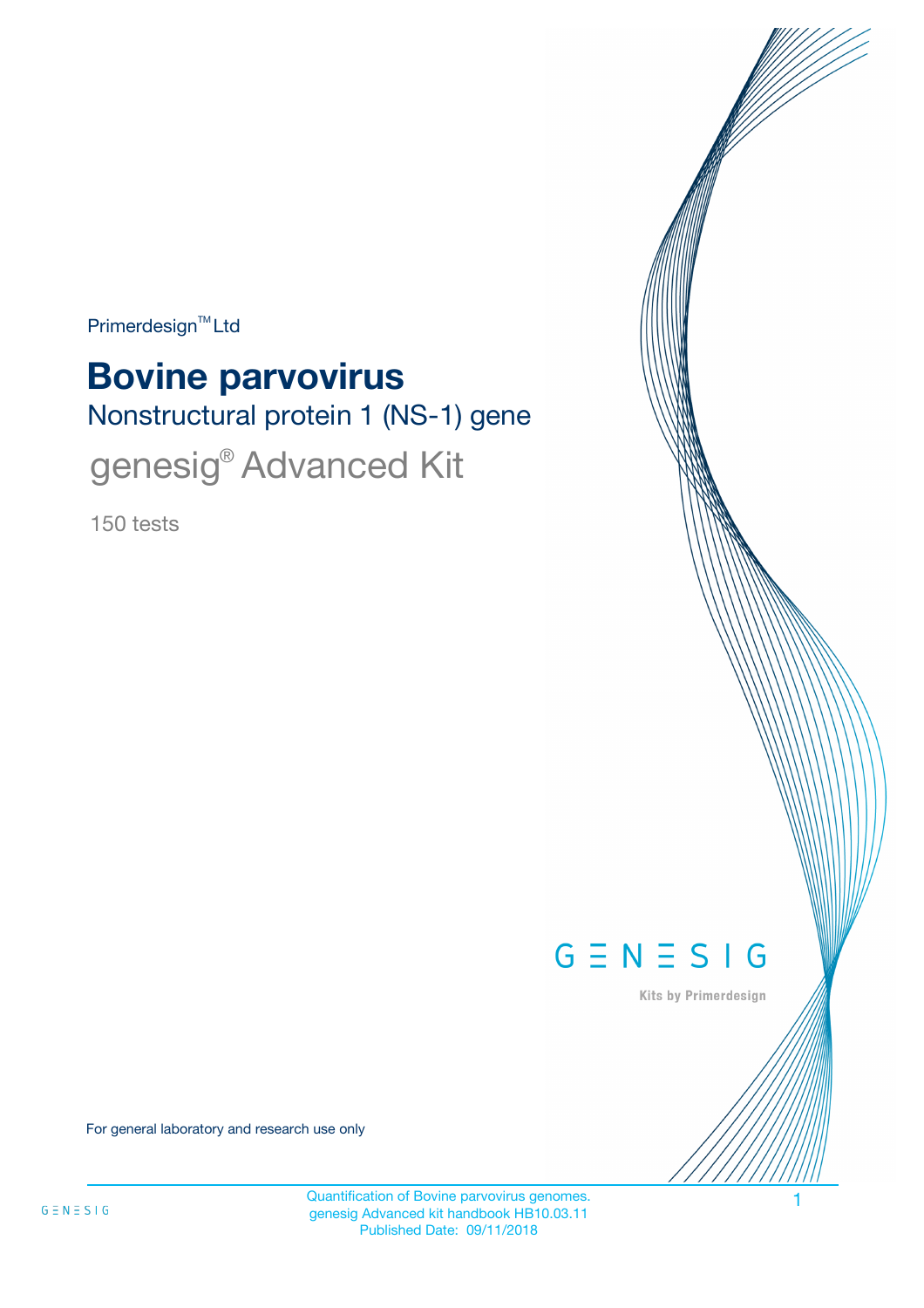Primerdesign™ Ltd

# Bovine parvovirus

## Nonstructural protein 1 (NS-1) gene

## genesig® Advanced Kit

150 tests

For general laboratory and research use only

Quantification of Bovine parvovirus genomes.
genesig Advanced kit handbook HB10.03.11
Published Date: 09/11/2018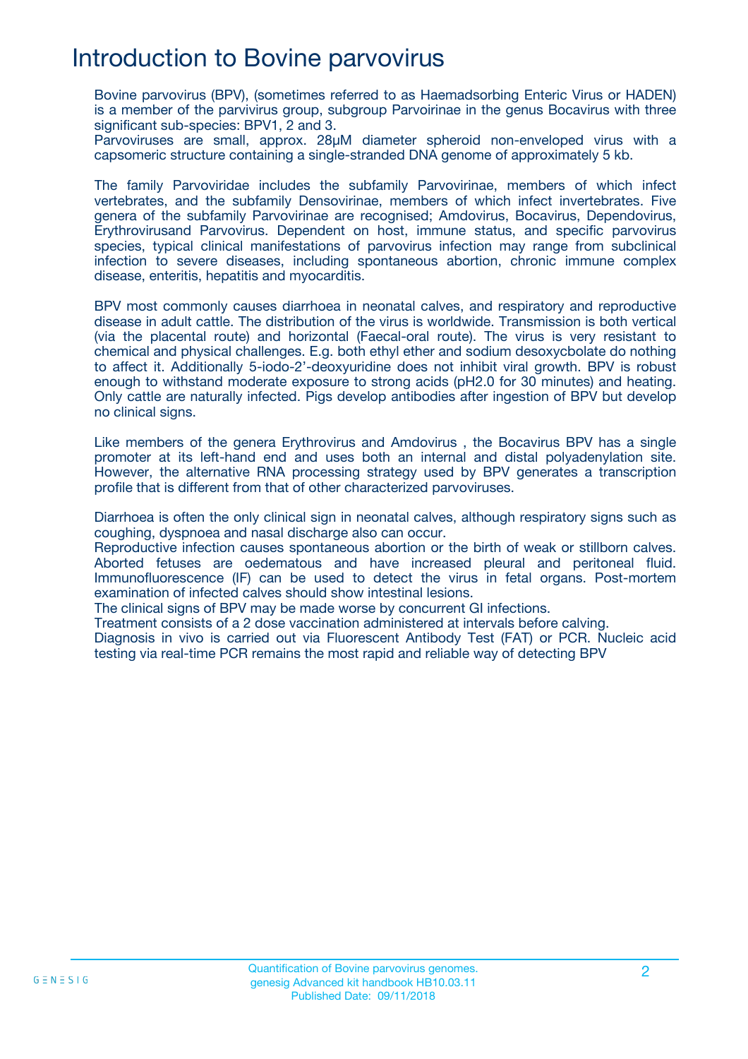# Introduction to Bovine parvovirus

Bovine parvovirus (BPV), (sometimes referred to as Haemadsorbing Enteric Virus or HADEN) is a member of the parvivirus group, subgroup Parvoirinae in the genus Bocavirus with three significant sub-species: BPV1, 2 and 3.
Parvoviruses are small, approx. 28µM diameter spheroid non-enveloped virus with a capsomeric structure containing a single-stranded DNA genome of approximately 5 kb.

The family Parvoviridae includes the subfamily Parvovirinae, members of which infect vertebrates, and the subfamily Densovirinae, members of which infect invertebrates. Five genera of the subfamily Parvovirinae are recognised; Amdovirus, Bocavirus, Dependovirus, Erythrovirusand Parvovirus. Dependent on host, immune status, and specific parvovirus species, typical clinical manifestations of parvovirus infection may range from subclinical infection to severe diseases, including spontaneous abortion, chronic immune complex disease, enteritis, hepatitis and myocarditis.

BPV most commonly causes diarrhoea in neonatal calves, and respiratory and reproductive disease in adult cattle. The distribution of the virus is worldwide. Transmission is both vertical (via the placental route) and horizontal (Faecal-oral route). The virus is very resistant to chemical and physical challenges. E.g. both ethyl ether and sodium desoxycbolate do nothing to affect it. Additionally 5-iodo-2'-deoxyuridine does not inhibit viral growth. BPV is robust enough to withstand moderate exposure to strong acids (pH2.0 for 30 minutes) and heating. Only cattle are naturally infected. Pigs develop antibodies after ingestion of BPV but develop no clinical signs.

Like members of the genera Erythrovirus and Amdovirus , the Bocavirus BPV has a single promoter at its left-hand end and uses both an internal and distal polyadenylation site. However, the alternative RNA processing strategy used by BPV generates a transcription profile that is different from that of other characterized parvoviruses.

Diarrhoea is often the only clinical sign in neonatal calves, although respiratory signs such as coughing, dyspnoea and nasal discharge also can occur.
Reproductive infection causes spontaneous abortion or the birth of weak or stillborn calves. Aborted fetuses are oedematous and have increased pleural and peritoneal fluid. Immunofluorescence (IF) can be used to detect the virus in fetal organs. Post-mortem examination of infected calves should show intestinal lesions.
The clinical signs of BPV may be made worse by concurrent GI infections.
Treatment consists of a 2 dose vaccination administered at intervals before calving.
Diagnosis in vivo is carried out via Fluorescent Antibody Test (FAT) or PCR. Nucleic acid testing via real-time PCR remains the most rapid and reliable way of detecting BPV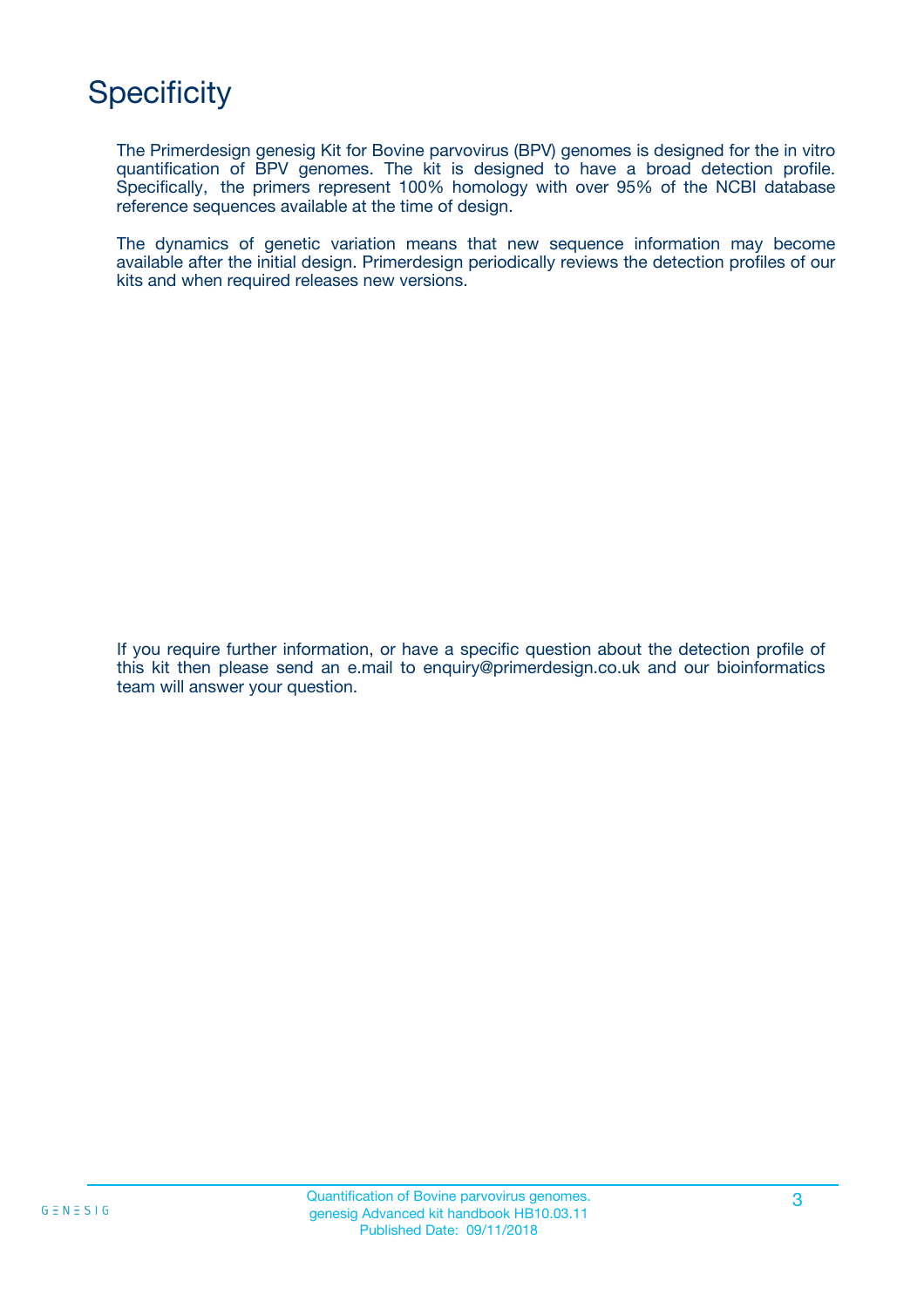# Specificity

The Primerdesign genesig Kit for Bovine parvovirus (BPV) genomes is designed for the in vitro quantification of BPV genomes. The kit is designed to have a broad detection profile. Specifically, the primers represent 100% homology with over 95% of the NCBI database reference sequences available at the time of design.

The dynamics of genetic variation means that new sequence information may become available after the initial design. Primerdesign periodically reviews the detection profiles of our kits and when required releases new versions.

If you require further information, or have a specific question about the detection profile of this kit then please send an e.mail to enquiry@primerdesign.co.uk and our bioinformatics team will answer your question.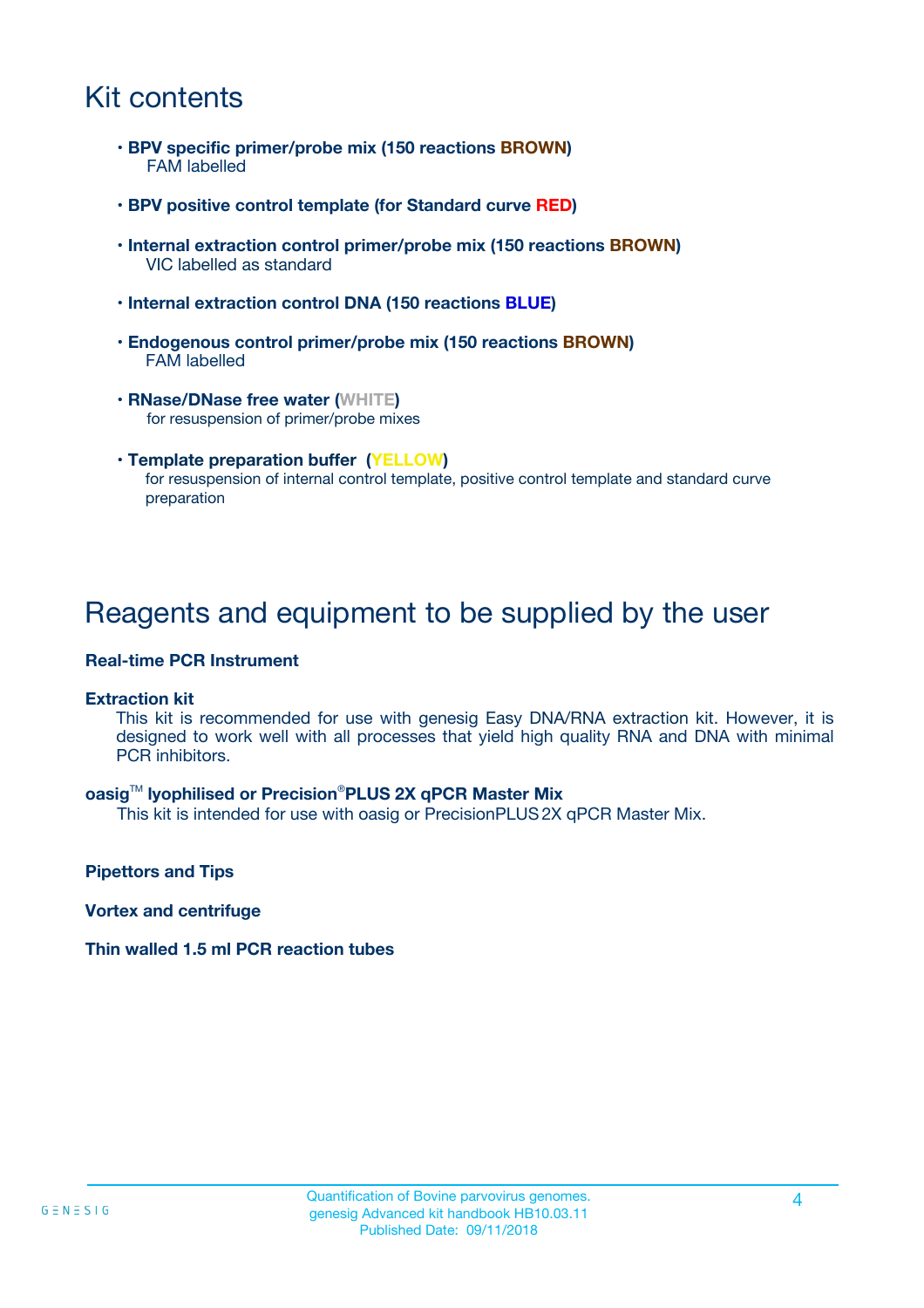# Kit contents

- **BPV specific primer/probe mix (150 reactions BROWN)**
  FAM labelled
- **BPV positive control template (for Standard curve RED)**
- **Internal extraction control primer/probe mix (150 reactions BROWN)**
  VIC labelled as standard
- **Internal extraction control DNA (150 reactions BLUE)**
- **Endogenous control primer/probe mix (150 reactions BROWN)**
  FAM labelled
- **RNase/DNase free water (WHITE)**
  for resuspension of primer/probe mixes
- **Template preparation buffer (YELLOW)**
  for resuspension of internal control template, positive control template and standard curve preparation

# Reagents and equipment to be supplied by the user

**Real-time PCR Instrument**

**Extraction kit**
This kit is recommended for use with genesig Easy DNA/RNA extraction kit. However, it is designed to work well with all processes that yield high quality RNA and DNA with minimal PCR inhibitors.

**oasig™ lyophilised or Precision®PLUS 2X qPCR Master Mix**
This kit is intended for use with oasig or PrecisionPLUS 2X qPCR Master Mix.

**Pipettors and Tips**

**Vortex and centrifuge**

**Thin walled 1.5 ml PCR reaction tubes**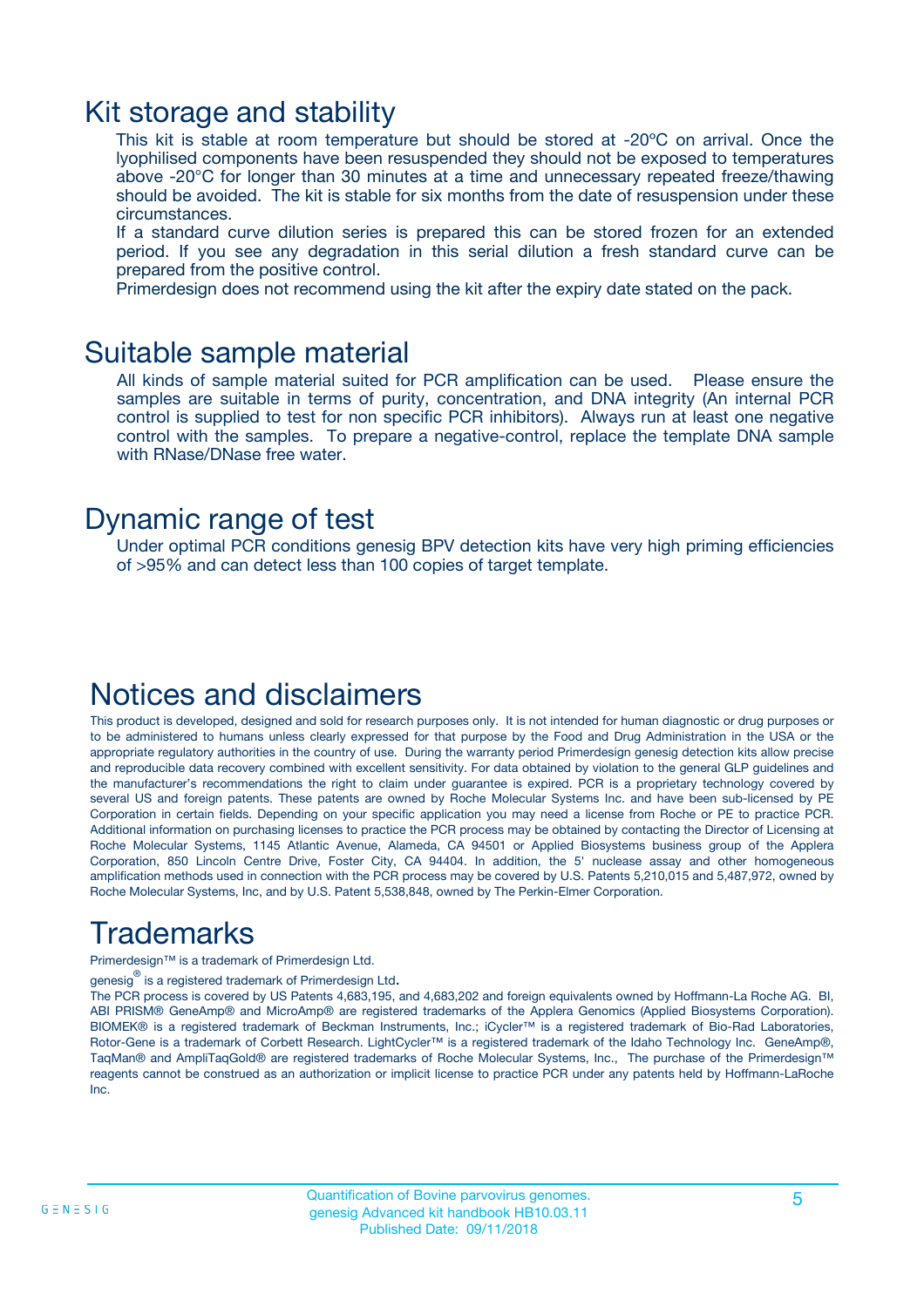# Kit storage and stability

This kit is stable at room temperature but should be stored at -20ºC on arrival. Once the lyophilised components have been resuspended they should not be exposed to temperatures above -20°C for longer than 30 minutes at a time and unnecessary repeated freeze/thawing should be avoided. The kit is stable for six months from the date of resuspension under these circumstances.

If a standard curve dilution series is prepared this can be stored frozen for an extended period. If you see any degradation in this serial dilution a fresh standard curve can be prepared from the positive control.

Primerdesign does not recommend using the kit after the expiry date stated on the pack.

# Suitable sample material

All kinds of sample material suited for PCR amplification can be used. Please ensure the samples are suitable in terms of purity, concentration, and DNA integrity (An internal PCR control is supplied to test for non specific PCR inhibitors). Always run at least one negative control with the samples. To prepare a negative-control, replace the template DNA sample with RNase/DNase free water.

# Dynamic range of test

Under optimal PCR conditions genesig BPV detection kits have very high priming efficiencies of >95% and can detect less than 100 copies of target template.

# Notices and disclaimers

This product is developed, designed and sold for research purposes only. It is not intended for human diagnostic or drug purposes or to be administered to humans unless clearly expressed for that purpose by the Food and Drug Administration in the USA or the appropriate regulatory authorities in the country of use. During the warranty period Primerdesign genesig detection kits allow precise and reproducible data recovery combined with excellent sensitivity. For data obtained by violation to the general GLP guidelines and the manufacturer's recommendations the right to claim under guarantee is expired. PCR is a proprietary technology covered by several US and foreign patents. These patents are owned by Roche Molecular Systems Inc. and have been sub-licensed by PE Corporation in certain fields. Depending on your specific application you may need a license from Roche or PE to practice PCR. Additional information on purchasing licenses to practice the PCR process may be obtained by contacting the Director of Licensing at Roche Molecular Systems, 1145 Atlantic Avenue, Alameda, CA 94501 or Applied Biosystems business group of the Applera Corporation, 850 Lincoln Centre Drive, Foster City, CA 94404. In addition, the 5' nuclease assay and other homogeneous amplification methods used in connection with the PCR process may be covered by U.S. Patents 5,210,015 and 5,487,972, owned by Roche Molecular Systems, Inc, and by U.S. Patent 5,538,848, owned by The Perkin-Elmer Corporation.

# Trademarks

Primerdesign™ is a trademark of Primerdesign Ltd.

genesig® is a registered trademark of Primerdesign Ltd.

The PCR process is covered by US Patents 4,683,195, and 4,683,202 and foreign equivalents owned by Hoffmann-La Roche AG. BI, ABI PRISM® GeneAmp® and MicroAmp® are registered trademarks of the Applera Genomics (Applied Biosystems Corporation). BIOMEK® is a registered trademark of Beckman Instruments, Inc.; iCycler™ is a registered trademark of Bio-Rad Laboratories, Rotor-Gene is a trademark of Corbett Research. LightCycler™ is a registered trademark of the Idaho Technology Inc. GeneAmp®, TaqMan® and AmpliTaqGold® are registered trademarks of Roche Molecular Systems, Inc., The purchase of the Primerdesign™ reagents cannot be construed as an authorization or implicit license to practice PCR under any patents held by Hoffmann-LaRoche Inc.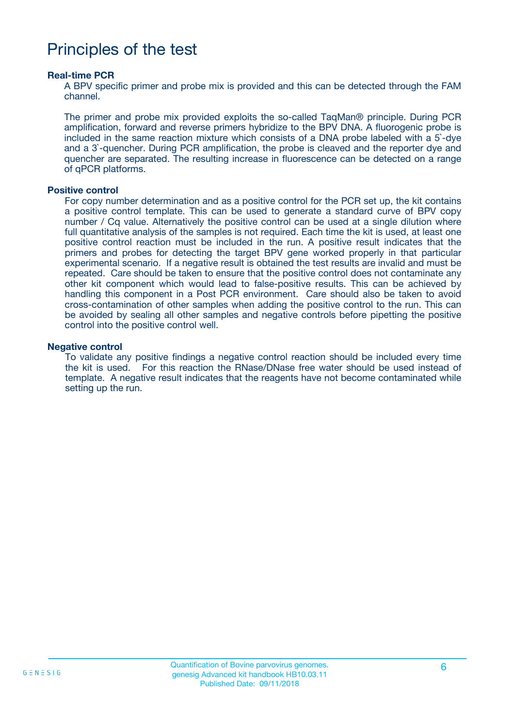# Principles of the test

### Real-time PCR

A BPV specific primer and probe mix is provided and this can be detected through the FAM channel.

The primer and probe mix provided exploits the so-called TaqMan® principle. During PCR amplification, forward and reverse primers hybridize to the BPV DNA. A fluorogenic probe is included in the same reaction mixture which consists of a DNA probe labeled with a 5`-dye and a 3`-quencher. During PCR amplification, the probe is cleaved and the reporter dye and quencher are separated. The resulting increase in fluorescence can be detected on a range of qPCR platforms.

### Positive control

For copy number determination and as a positive control for the PCR set up, the kit contains a positive control template. This can be used to generate a standard curve of BPV copy number / Cq value. Alternatively the positive control can be used at a single dilution where full quantitative analysis of the samples is not required. Each time the kit is used, at least one positive control reaction must be included in the run. A positive result indicates that the primers and probes for detecting the target BPV gene worked properly in that particular experimental scenario. If a negative result is obtained the test results are invalid and must be repeated. Care should be taken to ensure that the positive control does not contaminate any other kit component which would lead to false-positive results. This can be achieved by handling this component in a Post PCR environment. Care should also be taken to avoid cross-contamination of other samples when adding the positive control to the run. This can be avoided by sealing all other samples and negative controls before pipetting the positive control into the positive control well.

### Negative control

To validate any positive findings a negative control reaction should be included every time the kit is used. For this reaction the RNase/DNase free water should be used instead of template. A negative result indicates that the reagents have not become contaminated while setting up the run.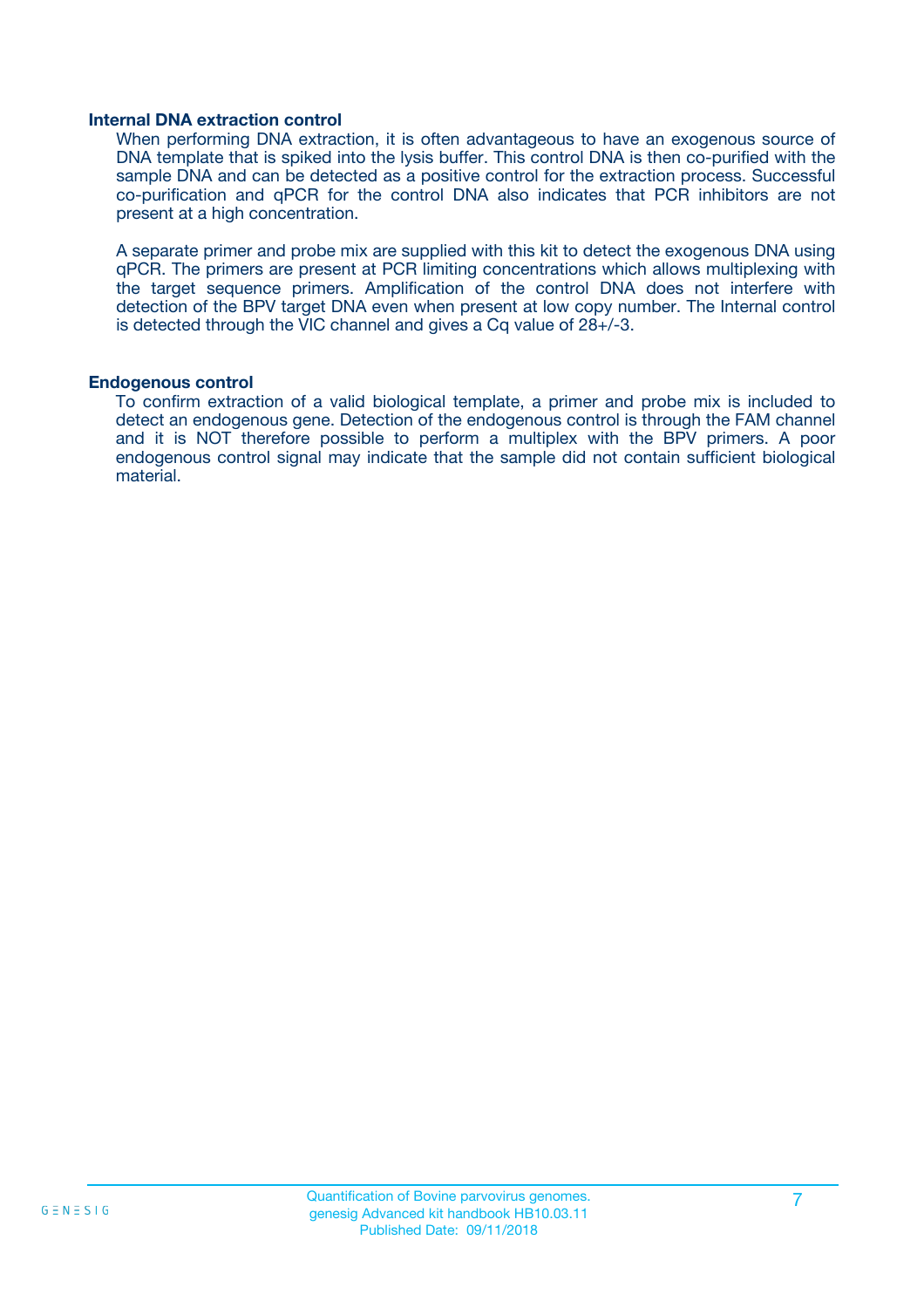### Internal DNA extraction control

When performing DNA extraction, it is often advantageous to have an exogenous source of DNA template that is spiked into the lysis buffer. This control DNA is then co-purified with the sample DNA and can be detected as a positive control for the extraction process. Successful co-purification and qPCR for the control DNA also indicates that PCR inhibitors are not present at a high concentration.

A separate primer and probe mix are supplied with this kit to detect the exogenous DNA using qPCR. The primers are present at PCR limiting concentrations which allows multiplexing with the target sequence primers. Amplification of the control DNA does not interfere with detection of the BPV target DNA even when present at low copy number. The Internal control is detected through the VIC channel and gives a Cq value of 28+/-3.

### Endogenous control

To confirm extraction of a valid biological template, a primer and probe mix is included to detect an endogenous gene. Detection of the endogenous control is through the FAM channel and it is NOT therefore possible to perform a multiplex with the BPV primers. A poor endogenous control signal may indicate that the sample did not contain sufficient biological material.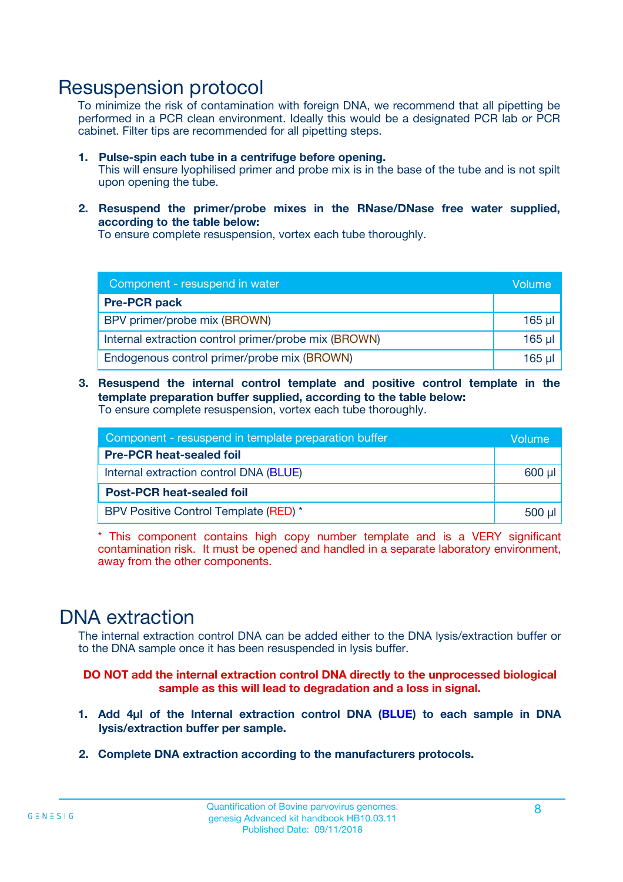# Resuspension protocol

To minimize the risk of contamination with foreign DNA, we recommend that all pipetting be performed in a PCR clean environment. Ideally this would be a designated PCR lab or PCR cabinet. Filter tips are recommended for all pipetting steps.

1. **Pulse-spin each tube in a centrifuge before opening.**
   This will ensure lyophilised primer and probe mix is in the base of the tube and is not spilt upon opening the tube.

2. **Resuspend the primer/probe mixes in the RNase/DNase free water supplied, according to the table below:**
   To ensure complete resuspension, vortex each tube thoroughly.

| Component - resuspend in water | Volume |
|---|---|
| **Pre-PCR pack** | |
| BPV primer/probe mix (BROWN) | 165 µl |
| Internal extraction control primer/probe mix (BROWN) | 165 µl |
| Endogenous control primer/probe mix (BROWN) | 165 µl |

3. **Resuspend the internal control template and positive control template in the template preparation buffer supplied, according to the table below:**
   To ensure complete resuspension, vortex each tube thoroughly.

| Component - resuspend in template preparation buffer | Volume |
|---|---|
| **Pre-PCR heat-sealed foil** | |
| Internal extraction control DNA (BLUE) | 600 µl |
| **Post-PCR heat-sealed foil** | |
| BPV Positive Control Template (RED) * | 500 µl |

\* This component contains high copy number template and is a VERY significant contamination risk. It must be opened and handled in a separate laboratory environment, away from the other components.

# DNA extraction

The internal extraction control DNA can be added either to the DNA lysis/extraction buffer or to the DNA sample once it has been resuspended in lysis buffer.

**DO NOT add the internal extraction control DNA directly to the unprocessed biological sample as this will lead to degradation and a loss in signal.**

1. **Add 4µl of the Internal extraction control DNA (BLUE) to each sample in DNA lysis/extraction buffer per sample.**

2. **Complete DNA extraction according to the manufacturers protocols.**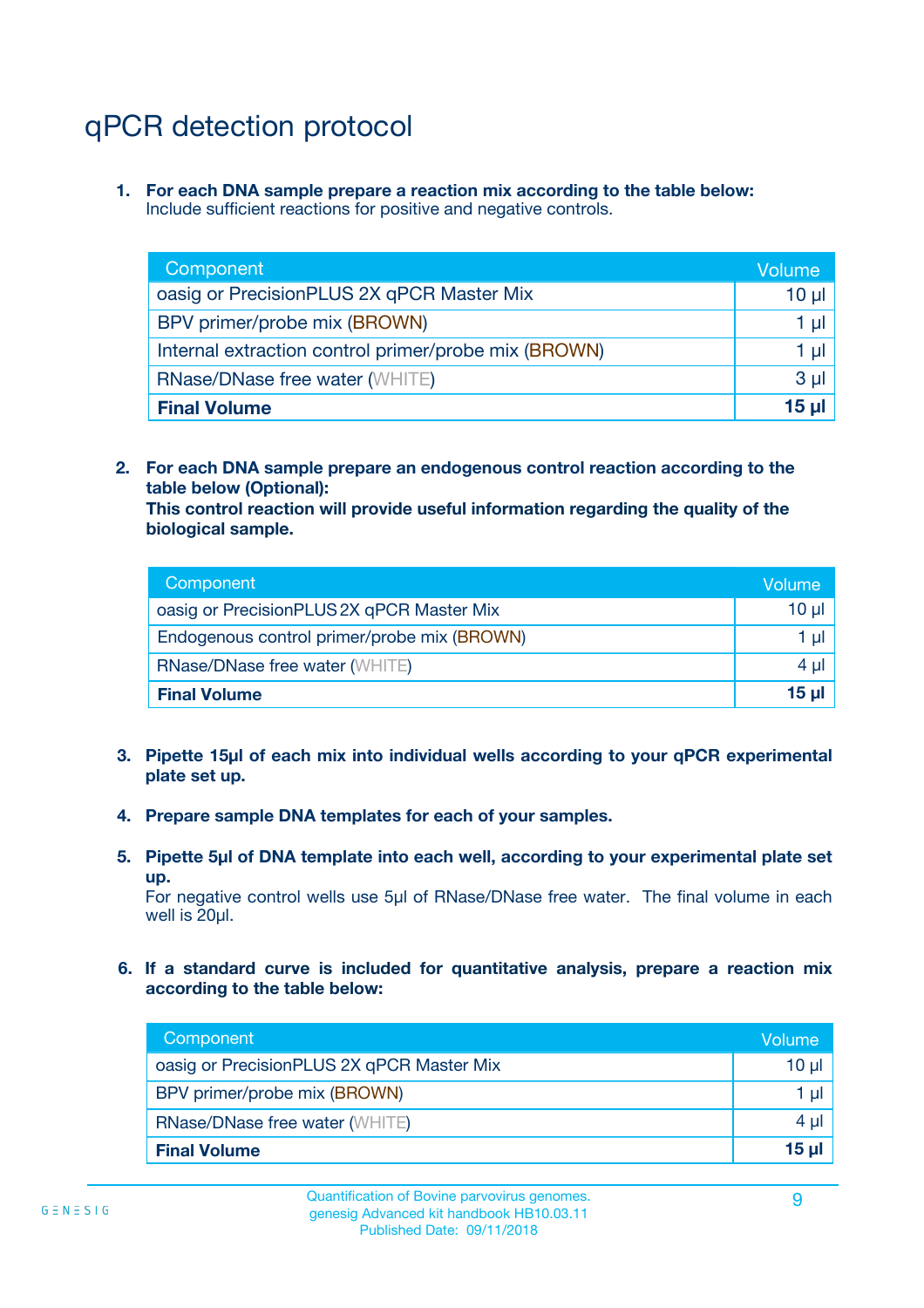# qPCR detection protocol

1. **For each DNA sample prepare a reaction mix according to the table below:**
   Include sufficient reactions for positive and negative controls.

| Component | Volume |
|---|---|
| oasig or PrecisionPLUS 2X qPCR Master Mix | 10 µl |
| BPV primer/probe mix (BROWN) | 1 µl |
| Internal extraction control primer/probe mix (BROWN) | 1 µl |
| RNase/DNase free water (WHITE) | 3 µl |
| **Final Volume** | **15 µl** |

2. **For each DNA sample prepare an endogenous control reaction according to the table below (Optional):**
   **This control reaction will provide useful information regarding the quality of the biological sample.**

| Component | Volume |
|---|---|
| oasig or PrecisionPLUS 2X qPCR Master Mix | 10 µl |
| Endogenous control primer/probe mix (BROWN) | 1 µl |
| RNase/DNase free water (WHITE) | 4 µl |
| **Final Volume** | **15 µl** |

3. **Pipette 15µl of each mix into individual wells according to your qPCR experimental plate set up.**

4. **Prepare sample DNA templates for each of your samples.**

5. **Pipette 5µl of DNA template into each well, according to your experimental plate set up.**
   For negative control wells use 5µl of RNase/DNase free water. The final volume in each well is 20µl.

6. **If a standard curve is included for quantitative analysis, prepare a reaction mix according to the table below:**

| Component | Volume |
|---|---|
| oasig or PrecisionPLUS 2X qPCR Master Mix | 10 µl |
| BPV primer/probe mix (BROWN) | 1 µl |
| RNase/DNase free water (WHITE) | 4 µl |
| **Final Volume** | **15 µl** |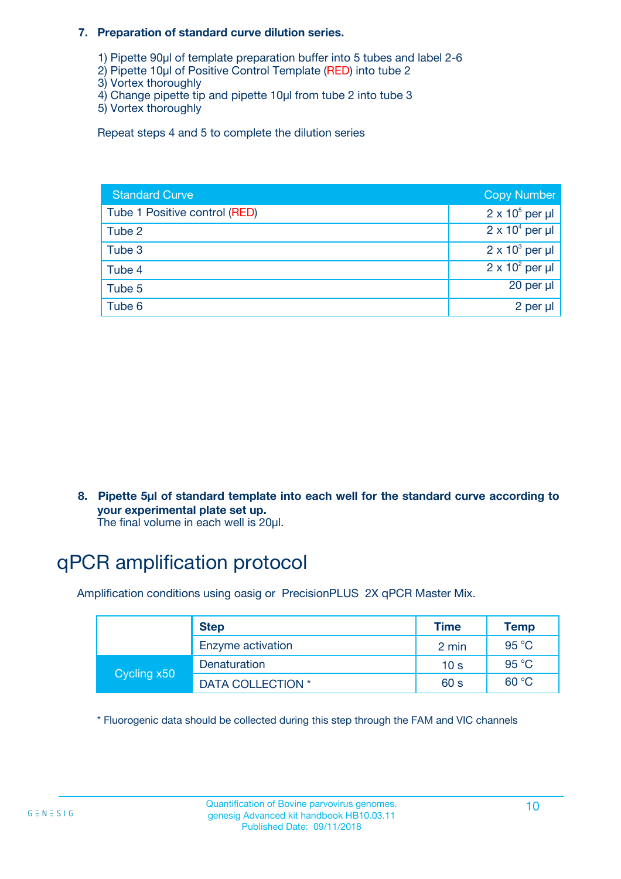### 7. Preparation of standard curve dilution series.

1) Pipette 90µl of template preparation buffer into 5 tubes and label 2-6
2) Pipette 10µl of Positive Control Template (RED) into tube 2
3) Vortex thoroughly
4) Change pipette tip and pipette 10µl from tube 2 into tube 3
5) Vortex thoroughly

Repeat steps 4 and 5 to complete the dilution series

| Standard Curve | Copy Number |
|---|---|
| Tube 1 Positive control (RED) | $2 \times 10^5$ per µl |
| Tube 2 | $2 \times 10^4$ per µl |
| Tube 3 | $2 \times 10^3$ per µl |
| Tube 4 | $2 \times 10^2$ per µl |
| Tube 5 | 20 per µl |
| Tube 6 | 2 per µl |

### 8. Pipette 5µl of standard template into each well for the standard curve according to your experimental plate set up.

The final volume in each well is 20µl.

# qPCR amplification protocol

Amplification conditions using oasig or PrecisionPLUS 2X qPCR Master Mix.

| | Step | Time | Temp |
|---|---|---|---|
| | Enzyme activation | 2 min | 95 °C |
| Cycling x50 | Denaturation | 10 s | 95 °C |
| | DATA COLLECTION * | 60 s | 60 °C |

* Fluorogenic data should be collected during this step through the FAM and VIC channels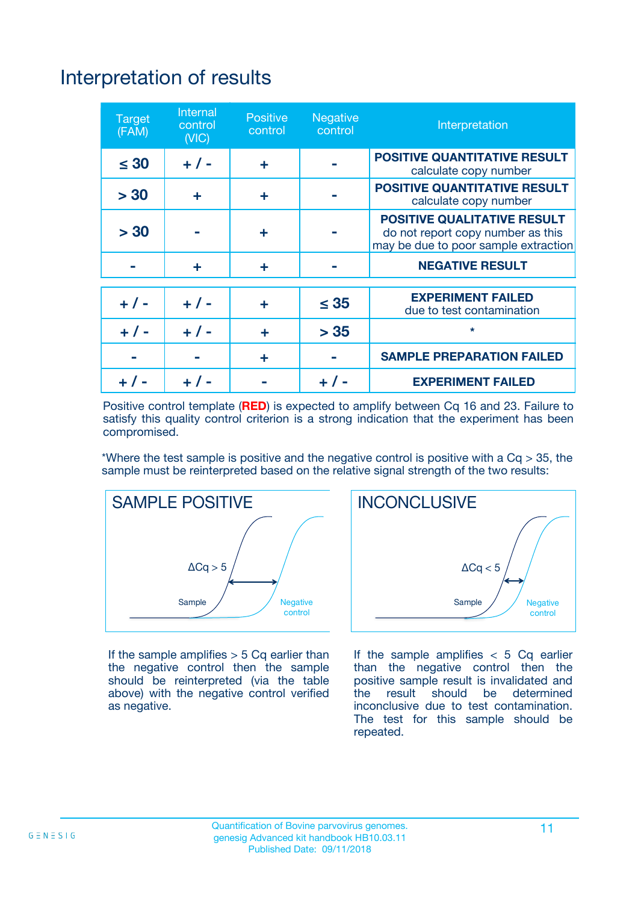# Interpretation of results

| Target (FAM) | Internal control (VIC) | Positive control | Negative control | Interpretation |
|---|---|---|---|---|
| ≤ 30 | + / - | + | - | **POSITIVE QUANTITATIVE RESULT** calculate copy number |
| > 30 | + | + | - | **POSITIVE QUANTITATIVE RESULT** calculate copy number |
| > 30 | - | + | - | **POSITIVE QUALITATIVE RESULT** do not report copy number as this may be due to poor sample extraction |
| - | + | + | - | **NEGATIVE RESULT** |
| + / - | + / - | + | ≤ 35 | **EXPERIMENT FAILED** due to test contamination |
| + / - | + / - | + | > 35 | * |
| - | - | + | - | **SAMPLE PREPARATION FAILED** |
| + / - | + / - | - | + / - | **EXPERIMENT FAILED** |

Positive control template (**RED**) is expected to amplify between Cq 16 and 23. Failure to satisfy this quality control criterion is a strong indication that the experiment has been compromised.

*Where the test sample is positive and the negative control is positive with a Cq > 35, the sample must be reinterpreted based on the relative signal strength of the two results:

## SAMPLE POSITIVE

ΔCq > 5

Sample

Negative control

If the sample amplifies > 5 Cq earlier than the negative control then the sample should be reinterpreted (via the table above) with the negative control verified as negative.

## INCONCLUSIVE

ΔCq < 5

Sample

Negative control

If the sample amplifies < 5 Cq earlier than the negative control then the positive sample result is invalidated and the result should be determined inconclusive due to test contamination. The test for this sample should be repeated.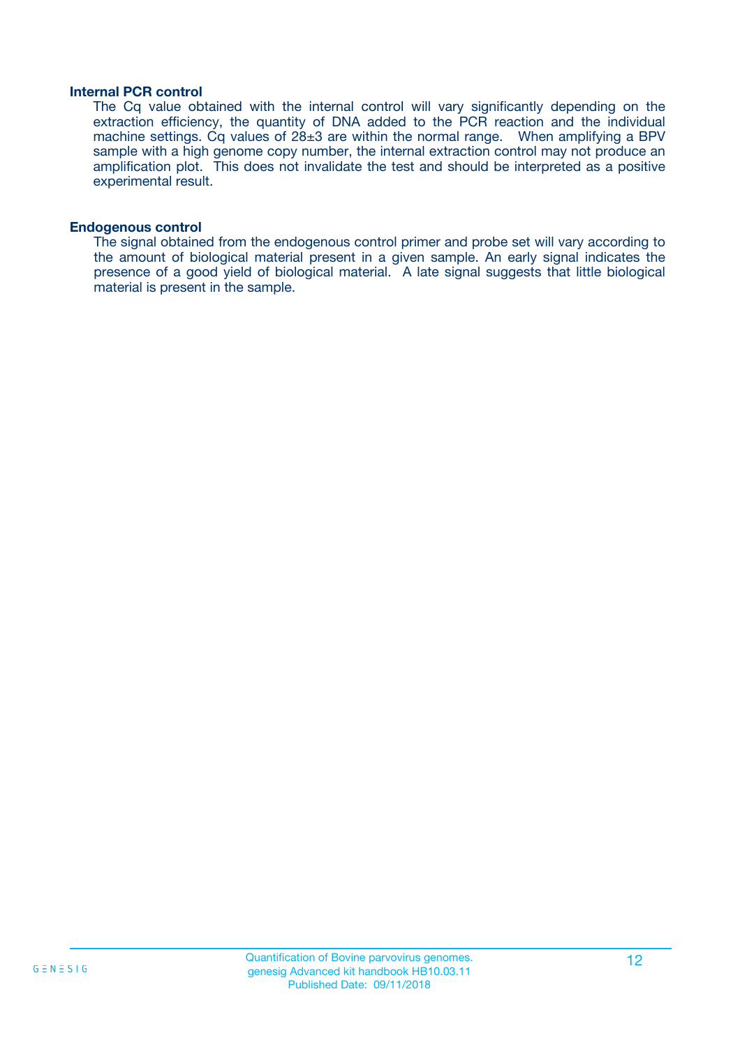### Internal PCR control

The Cq value obtained with the internal control will vary significantly depending on the extraction efficiency, the quantity of DNA added to the PCR reaction and the individual machine settings. Cq values of 28±3 are within the normal range. When amplifying a BPV sample with a high genome copy number, the internal extraction control may not produce an amplification plot. This does not invalidate the test and should be interpreted as a positive experimental result.

### Endogenous control

The signal obtained from the endogenous control primer and probe set will vary according to the amount of biological material present in a given sample. An early signal indicates the presence of a good yield of biological material. A late signal suggests that little biological material is present in the sample.